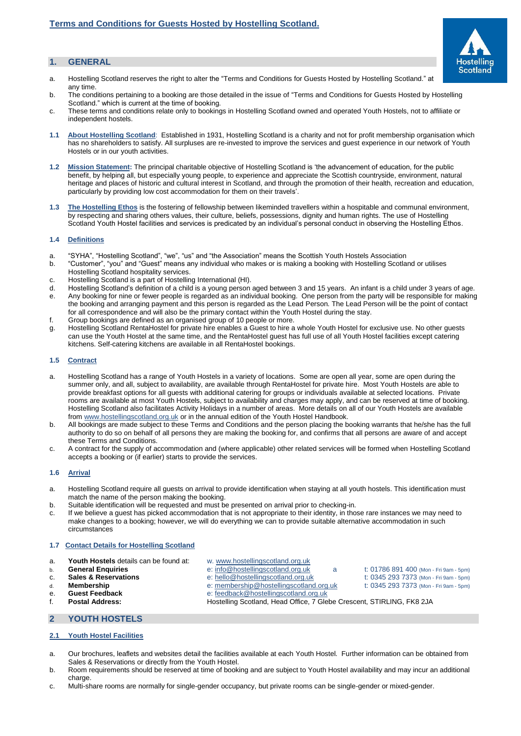# Terms and Conditions for Guests Hosted by Hostelling Scotland.

## 1. GENERAL

a. Hostelling Scotland reserves the right to alter the "Terms and Conditions for Guests Hosted by Hostelling Scotland." at any time.
b. The conditions pertaining to a booking are those detailed in the issue of "Terms and Conditions for Guests Hosted by Hostelling Scotland." which is current at the time of booking.
c. These terms and conditions relate only to bookings in Hostelling Scotland owned and operated Youth Hostels, not to affiliate or independent hostels.

**1.1 About Hostelling Scotland**: Established in 1931, Hostelling Scotland is a charity and not for profit membership organisation which has no shareholders to satisfy. All surpluses are re-invested to improve the services and guest experience in our network of Youth Hostels or in our youth activities.

**1.2 Mission Statement:** The principal charitable objective of Hostelling Scotland is 'the advancement of education, for the public benefit, by helping all, but especially young people, to experience and appreciate the Scottish countryside, environment, natural heritage and places of historic and cultural interest in Scotland, and through the promotion of their health, recreation and education, particularly by providing low cost accommodation for them on their travels'.

**1.3 The Hostelling Ethos** is the fostering of fellowship between likeminded travellers within a hospitable and communal environment, by respecting and sharing others values, their culture, beliefs, possessions, dignity and human rights. The use of Hostelling Scotland Youth Hostel facilities and services is predicated by an individual's personal conduct in observing the Hostelling Ethos.

### 1.4 Definitions

a. "SYHA", "Hostelling Scotland", "we", "us" and "the Association" means the Scottish Youth Hostels Association
b. "Customer", "you" and "Guest" means any individual who makes or is making a booking with Hostelling Scotland or utilises Hostelling Scotland hospitality services.
c. Hostelling Scotland is a part of Hostelling International (HI).
d. Hostelling Scotland's definition of a child is a young person aged between 3 and 15 years. An infant is a child under 3 years of age.
e. Any booking for nine or fewer people is regarded as an individual booking. One person from the party will be responsible for making the booking and arranging payment and this person is regarded as the Lead Person. The Lead Person will be the point of contact for all correspondence and will also be the primary contact within the Youth Hostel during the stay.
f. Group bookings are defined as an organised group of 10 people or more.
g. Hostelling Scotland RentaHostel for private hire enables a Guest to hire a whole Youth Hostel for exclusive use. No other guests can use the Youth Hostel at the same time, and the RentaHostel guest has full use of all Youth Hostel facilities except catering kitchens. Self-catering kitchens are available in all RentaHostel bookings.

### 1.5 Contract

a. Hostelling Scotland has a range of Youth Hostels in a variety of locations. Some are open all year, some are open during the summer only, and all, subject to availability, are available through RentaHostel for private hire. Most Youth Hostels are able to provide breakfast options for all guests with additional catering for groups or individuals available at selected locations. Private rooms are available at most Youth Hostels, subject to availability and charges may apply, and can be reserved at time of booking. Hostelling Scotland also facilitates Activity Holidays in a number of areas. More details on all of our Youth Hostels are available from www.hostellingscotland.org.uk or in the annual edition of the Youth Hostel Handbook.
b. All bookings are made subject to these Terms and Conditions and the person placing the booking warrants that he/she has the full authority to do so on behalf of all persons they are making the booking for, and confirms that all persons are aware of and accept these Terms and Conditions.
c. A contract for the supply of accommodation and (where applicable) other related services will be formed when Hostelling Scotland accepts a booking or (if earlier) starts to provide the services.

### 1.6 Arrival

a. Hostelling Scotland require all guests on arrival to provide identification when staying at all youth hostels. This identification must match the name of the person making the booking.
b. Suitable identification will be requested and must be presented on arrival prior to checking-in.
c. If we believe a guest has picked accommodation that is not appropriate to their identity, in those rare instances we may need to make changes to a booking; however, we will do everything we can to provide suitable alternative accommodation in such circumstances

### 1.7 Contact Details for Hostelling Scotland

a. **Youth Hostels** details can be found at: w. www.hostellingscotland.org.uk
b. **General Enquiries** e: info@hostellingscotland.org.uk a t: 01786 891 400 (Mon - Fri 9am - 5pm)
c. **Sales & Reservations** e: hello@hostellingscotland.org.uk t: 0345 293 7373 (Mon - Fri 9am - 5pm)
d. **Membership** e: membership@hostellingscotland.org.uk t: 0345 293 7373 (Mon - Fri 9am - 5pm)
e. **Guest Feedback** e: feedback@hostellingscotland.org.uk
f. **Postal Address:** Hostelling Scotland, Head Office, 7 Glebe Crescent, STIRLING, FK8 2JA

## 2 YOUTH HOSTELS

### 2.1 Youth Hostel Facilities

a. Our brochures, leaflets and websites detail the facilities available at each Youth Hostel. Further information can be obtained from Sales & Reservations or directly from the Youth Hostel.
b. Room requirements should be reserved at time of booking and are subject to Youth Hostel availability and may incur an additional charge.
c. Multi-share rooms are normally for single-gender occupancy, but private rooms can be single-gender or mixed-gender.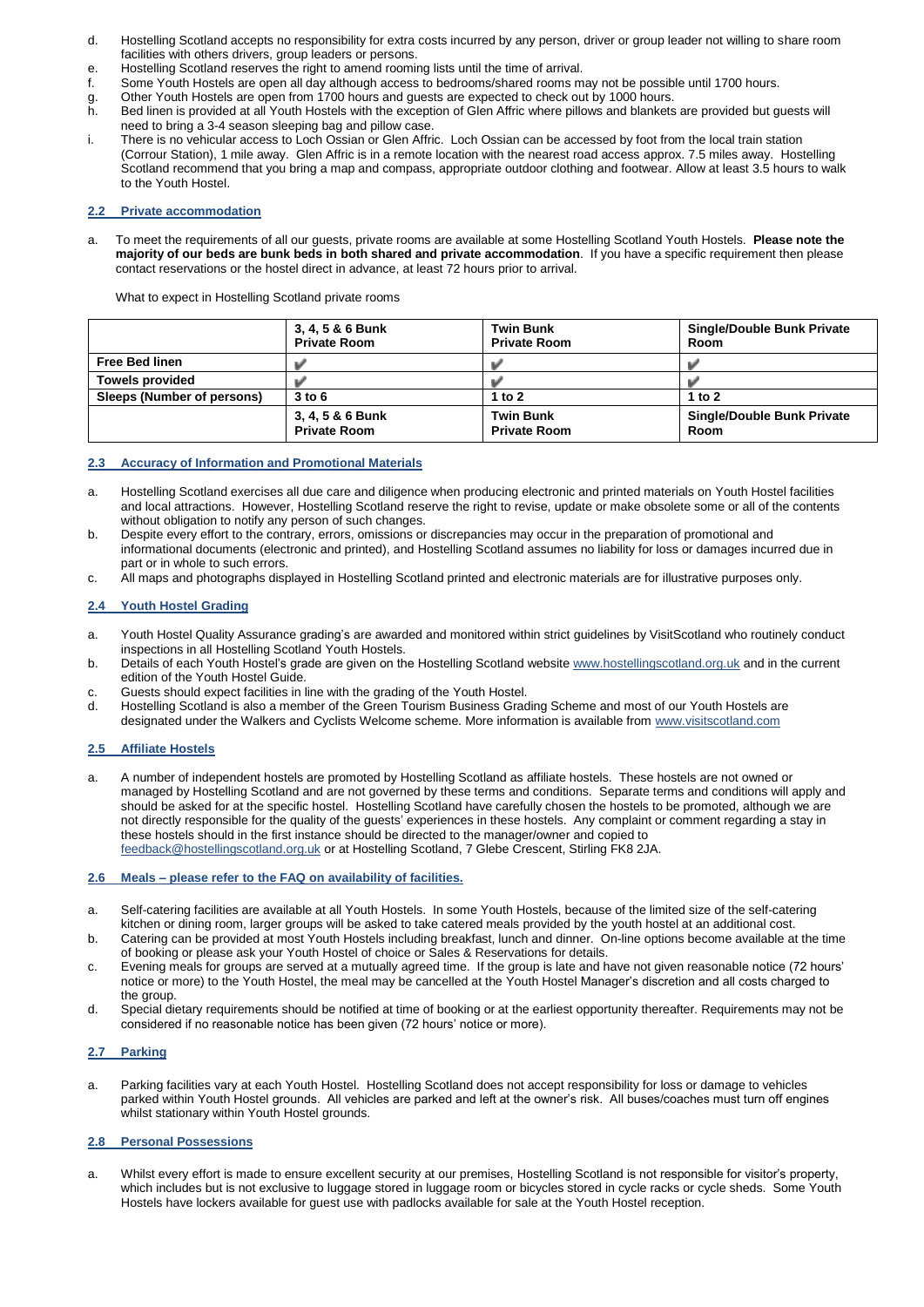d. Hostelling Scotland accepts no responsibility for extra costs incurred by any person, driver or group leader not willing to share room facilities with others drivers, group leaders or persons.
e. Hostelling Scotland reserves the right to amend rooming lists until the time of arrival.
f. Some Youth Hostels are open all day although access to bedrooms/shared rooms may not be possible until 1700 hours.
g. Other Youth Hostels are open from 1700 hours and guests are expected to check out by 1000 hours.
h. Bed linen is provided at all Youth Hostels with the exception of Glen Affric where pillows and blankets are provided but guests will need to bring a 3-4 season sleeping bag and pillow case.
i. There is no vehicular access to Loch Ossian or Glen Affric. Loch Ossian can be accessed by foot from the local train station (Corrour Station), 1 mile away. Glen Affric is in a remote location with the nearest road access approx. 7.5 miles away. Hostelling Scotland recommend that you bring a map and compass, appropriate outdoor clothing and footwear. Allow at least 3.5 hours to walk to the Youth Hostel.

## 2.2 Private accommodation

a. To meet the requirements of all our guests, private rooms are available at some Hostelling Scotland Youth Hostels. **Please note the majority of our beds are bunk beds in both shared and private accommodation**. If you have a specific requirement then please contact reservations or the hostel direct in advance, at least 72 hours prior to arrival.

What to expect in Hostelling Scotland private rooms

| | **3, 4, 5 & 6 Bunk Private Room** | **Twin Bunk Private Room** | **Single/Double Bunk Private Room** |
|---|---|---|---|
| **Free Bed linen** | ✔ | ✔ | ✔ |
| **Towels provided** | ✔ | ✔ | ✔ |
| **Sleeps (Number of persons)** | **3 to 6** | **1 to 2** | **1 to 2** |
| | **3, 4, 5 & 6 Bunk Private Room** | **Twin Bunk Private Room** | **Single/Double Bunk Private Room** |

## 2.3 Accuracy of Information and Promotional Materials

a. Hostelling Scotland exercises all due care and diligence when producing electronic and printed materials on Youth Hostel facilities and local attractions. However, Hostelling Scotland reserve the right to revise, update or make obsolete some or all of the contents without obligation to notify any person of such changes.
b. Despite every effort to the contrary, errors, omissions or discrepancies may occur in the preparation of promotional and informational documents (electronic and printed), and Hostelling Scotland assumes no liability for loss or damages incurred due in part or in whole to such errors.
c. All maps and photographs displayed in Hostelling Scotland printed and electronic materials are for illustrative purposes only.

## 2.4 Youth Hostel Grading

a. Youth Hostel Quality Assurance grading's are awarded and monitored within strict guidelines by VisitScotland who routinely conduct inspections in all Hostelling Scotland Youth Hostels.
b. Details of each Youth Hostel's grade are given on the Hostelling Scotland website www.hostellingscotland.org.uk and in the current edition of the Youth Hostel Guide.
c. Guests should expect facilities in line with the grading of the Youth Hostel.
d. Hostelling Scotland is also a member of the Green Tourism Business Grading Scheme and most of our Youth Hostels are designated under the Walkers and Cyclists Welcome scheme. More information is available from www.visitscotland.com

## 2.5 Affiliate Hostels

a. A number of independent hostels are promoted by Hostelling Scotland as affiliate hostels. These hostels are not owned or managed by Hostelling Scotland and are not governed by these terms and conditions. Separate terms and conditions will apply and should be asked for at the specific hostel. Hostelling Scotland have carefully chosen the hostels to be promoted, although we are not directly responsible for the quality of the guests' experiences in these hostels. Any complaint or comment regarding a stay in these hostels should in the first instance should be directed to the manager/owner and copied to feedback@hostellingscotland.org.uk or at Hostelling Scotland, 7 Glebe Crescent, Stirling FK8 2JA.

## 2.6 Meals – please refer to the FAQ on availability of facilities.

a. Self-catering facilities are available at all Youth Hostels. In some Youth Hostels, because of the limited size of the self-catering kitchen or dining room, larger groups will be asked to take catered meals provided by the youth hostel at an additional cost.
b. Catering can be provided at most Youth Hostels including breakfast, lunch and dinner. On-line options become available at the time of booking or please ask your Youth Hostel of choice or Sales & Reservations for details.
c. Evening meals for groups are served at a mutually agreed time. If the group is late and have not given reasonable notice (72 hours' notice or more) to the Youth Hostel, the meal may be cancelled at the Youth Hostel Manager's discretion and all costs charged to the group.
d. Special dietary requirements should be notified at time of booking or at the earliest opportunity thereafter. Requirements may not be considered if no reasonable notice has been given (72 hours' notice or more).

## 2.7 Parking

a. Parking facilities vary at each Youth Hostel. Hostelling Scotland does not accept responsibility for loss or damage to vehicles parked within Youth Hostel grounds. All vehicles are parked and left at the owner's risk. All buses/coaches must turn off engines whilst stationary within Youth Hostel grounds.

## 2.8 Personal Possessions

a. Whilst every effort is made to ensure excellent security at our premises, Hostelling Scotland is not responsible for visitor's property, which includes but is not exclusive to luggage stored in luggage room or bicycles stored in cycle racks or cycle sheds. Some Youth Hostels have lockers available for guest use with padlocks available for sale at the Youth Hostel reception.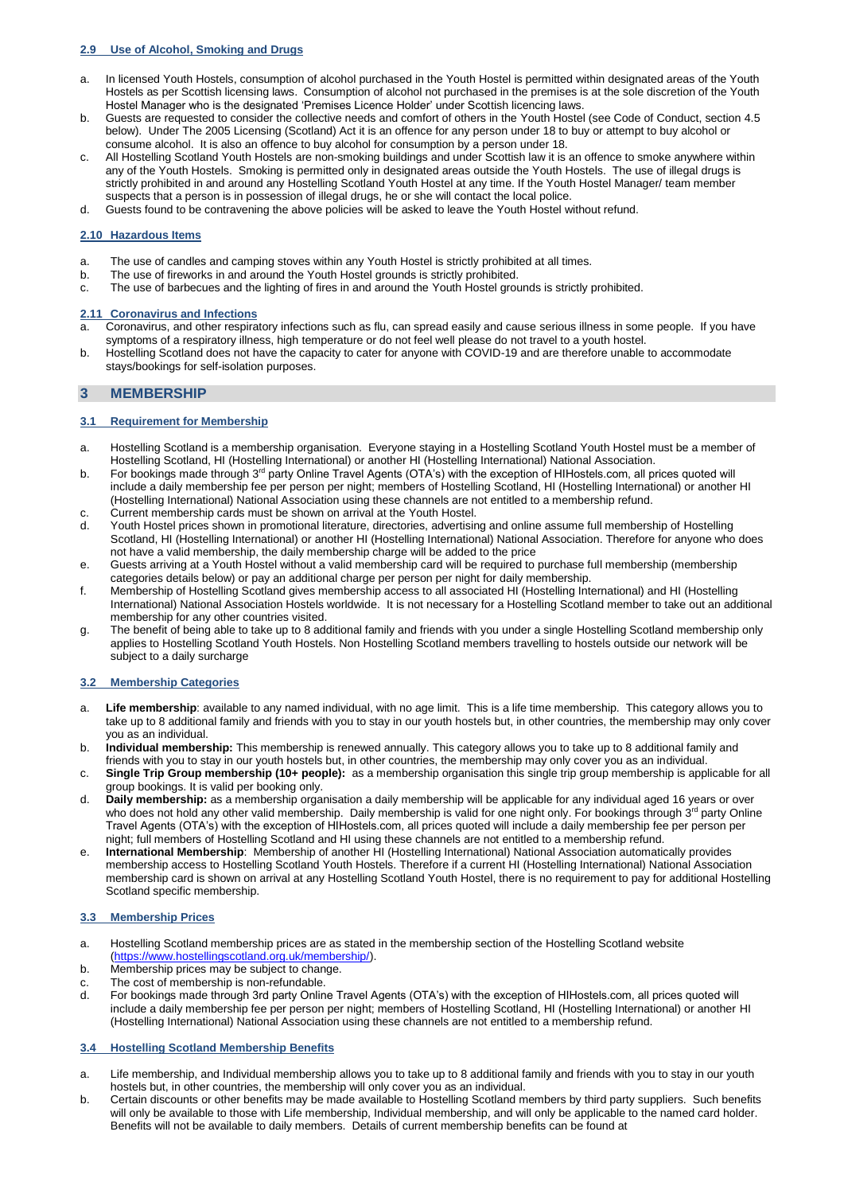### 2.9 Use of Alcohol, Smoking and Drugs

a. In licensed Youth Hostels, consumption of alcohol purchased in the Youth Hostel is permitted within designated areas of the Youth Hostels as per Scottish licensing laws. Consumption of alcohol not purchased in the premises is at the sole discretion of the Youth Hostel Manager who is the designated 'Premises Licence Holder' under Scottish licencing laws.
b. Guests are requested to consider the collective needs and comfort of others in the Youth Hostel (see Code of Conduct, section 4.5 below). Under The 2005 Licensing (Scotland) Act it is an offence for any person under 18 to buy or attempt to buy alcohol or consume alcohol. It is also an offence to buy alcohol for consumption by a person under 18.
c. All Hostelling Scotland Youth Hostels are non-smoking buildings and under Scottish law it is an offence to smoke anywhere within any of the Youth Hostels. Smoking is permitted only in designated areas outside the Youth Hostels. The use of illegal drugs is strictly prohibited in and around any Hostelling Scotland Youth Hostel at any time. If the Youth Hostel Manager/ team member suspects that a person is in possession of illegal drugs, he or she will contact the local police.
d. Guests found to be contravening the above policies will be asked to leave the Youth Hostel without refund.

### 2.10 Hazardous Items

a. The use of candles and camping stoves within any Youth Hostel is strictly prohibited at all times.
b. The use of fireworks in and around the Youth Hostel grounds is strictly prohibited.
c. The use of barbecues and the lighting of fires in and around the Youth Hostel grounds is strictly prohibited.

### 2.11 Coronavirus and Infections

a. Coronavirus, and other respiratory infections such as flu, can spread easily and cause serious illness in some people. If you have symptoms of a respiratory illness, high temperature or do not feel well please do not travel to a youth hostel.
b. Hostelling Scotland does not have the capacity to cater for anyone with COVID-19 and are therefore unable to accommodate stays/bookings for self-isolation purposes.

## 3 MEMBERSHIP

### 3.1 Requirement for Membership

a. Hostelling Scotland is a membership organisation. Everyone staying in a Hostelling Scotland Youth Hostel must be a member of Hostelling Scotland, HI (Hostelling International) or another HI (Hostelling International) National Association.
b. For bookings made through 3rd party Online Travel Agents (OTA's) with the exception of HIHostels.com, all prices quoted will include a daily membership fee per person per night; members of Hostelling Scotland, HI (Hostelling International) or another HI (Hostelling International) National Association using these channels are not entitled to a membership refund.
c. Current membership cards must be shown on arrival at the Youth Hostel.
d. Youth Hostel prices shown in promotional literature, directories, advertising and online assume full membership of Hostelling Scotland, HI (Hostelling International) or another HI (Hostelling International) National Association. Therefore for anyone who does not have a valid membership, the daily membership charge will be added to the price
e. Guests arriving at a Youth Hostel without a valid membership card will be required to purchase full membership (membership categories details below) or pay an additional charge per person per night for daily membership.
f. Membership of Hostelling Scotland gives membership access to all associated HI (Hostelling International) and HI (Hostelling International) National Association Hostels worldwide. It is not necessary for a Hostelling Scotland member to take out an additional membership for any other countries visited.
g. The benefit of being able to take up to 8 additional family and friends with you under a single Hostelling Scotland membership only applies to Hostelling Scotland Youth Hostels. Non Hostelling Scotland members travelling to hostels outside our network will be subject to a daily surcharge

### 3.2 Membership Categories

a. **Life membership**: available to any named individual, with no age limit. This is a life time membership. This category allows you to take up to 8 additional family and friends with you to stay in our youth hostels but, in other countries, the membership may only cover you as an individual.
b. **Individual membership:** This membership is renewed annually. This category allows you to take up to 8 additional family and friends with you to stay in our youth hostels but, in other countries, the membership may only cover you as an individual.
c. **Single Trip Group membership (10+ people):** as a membership organisation this single trip group membership is applicable for all group bookings. It is valid per booking only.
d. **Daily membership:** as a membership organisation a daily membership will be applicable for any individual aged 16 years or over who does not hold any other valid membership. Daily membership is valid for one night only. For bookings through 3rd party Online Travel Agents (OTA's) with the exception of HIHostels.com, all prices quoted will include a daily membership fee per person per night; full members of Hostelling Scotland and HI using these channels are not entitled to a membership refund.
e. **International Membership**: Membership of another HI (Hostelling International) National Association automatically provides membership access to Hostelling Scotland Youth Hostels. Therefore if a current HI (Hostelling International) National Association membership card is shown on arrival at any Hostelling Scotland Youth Hostel, there is no requirement to pay for additional Hostelling Scotland specific membership.

### 3.3 Membership Prices

a. Hostelling Scotland membership prices are as stated in the membership section of the Hostelling Scotland website (https://www.hostellingscotland.org.uk/membership/).
b. Membership prices may be subject to change.
c. The cost of membership is non-refundable.
d. For bookings made through 3rd party Online Travel Agents (OTA's) with the exception of HIHostels.com, all prices quoted will include a daily membership fee per person per night; members of Hostelling Scotland, HI (Hostelling International) or another HI (Hostelling International) National Association using these channels are not entitled to a membership refund.

### 3.4 Hostelling Scotland Membership Benefits

a. Life membership, and Individual membership allows you to take up to 8 additional family and friends with you to stay in our youth hostels but, in other countries, the membership will only cover you as an individual.
b. Certain discounts or other benefits may be made available to Hostelling Scotland members by third party suppliers. Such benefits will only be available to those with Life membership, Individual membership, and will only be applicable to the named card holder. Benefits will not be available to daily members. Details of current membership benefits can be found at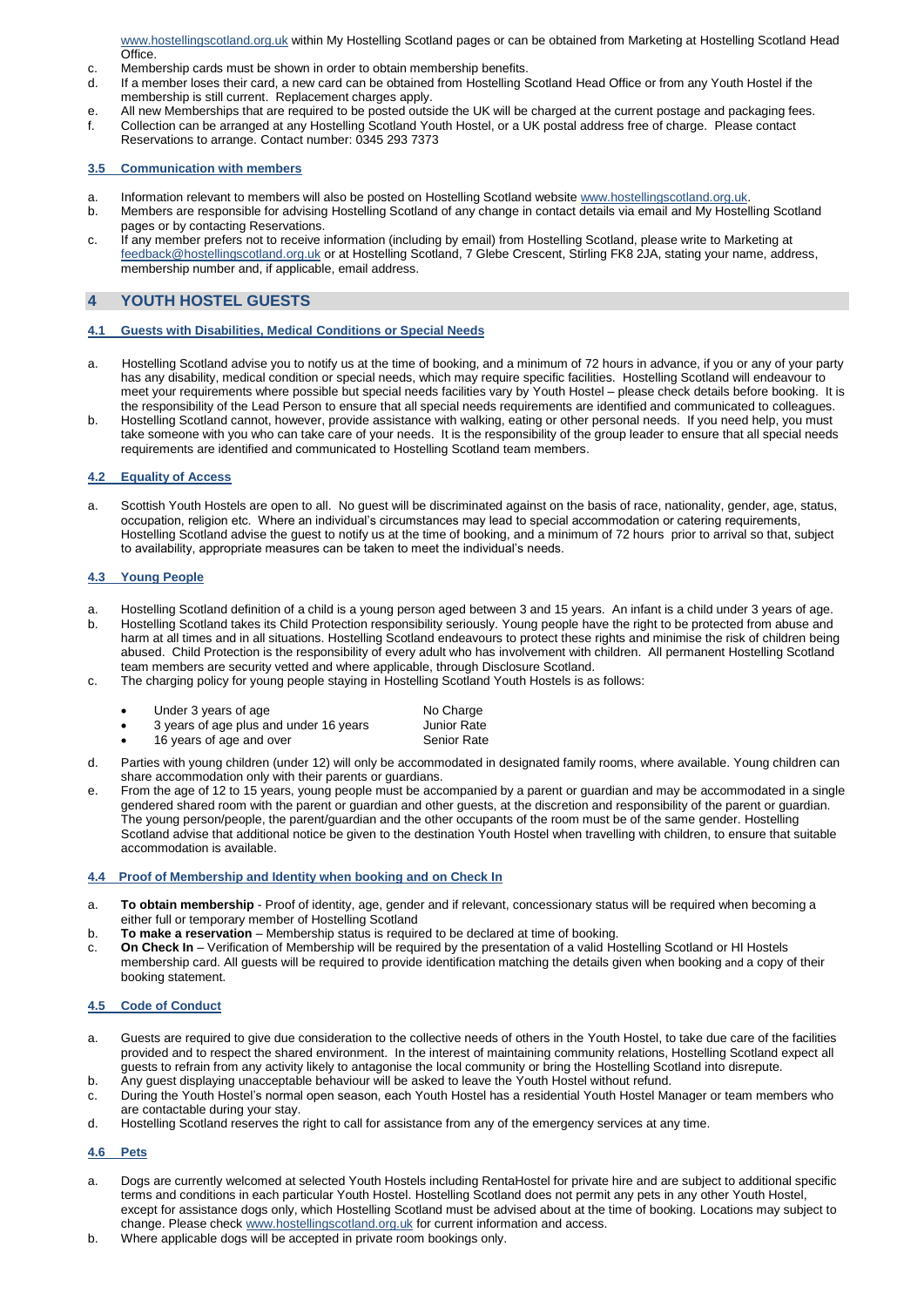www.hostellingscotland.org.uk within My Hostelling Scotland pages or can be obtained from Marketing at Hostelling Scotland Head Office.

c. Membership cards must be shown in order to obtain membership benefits.
d. If a member loses their card, a new card can be obtained from Hostelling Scotland Head Office or from any Youth Hostel if the membership is still current. Replacement charges apply.
e. All new Memberships that are required to be posted outside the UK will be charged at the current postage and packaging fees.
f. Collection can be arranged at any Hostelling Scotland Youth Hostel, or a UK postal address free of charge. Please contact Reservations to arrange. Contact number: 0345 293 7373

### 3.5 Communication with members

a. Information relevant to members will also be posted on Hostelling Scotland website www.hostellingscotland.org.uk.
b. Members are responsible for advising Hostelling Scotland of any change in contact details via email and My Hostelling Scotland pages or by contacting Reservations.
c. If any member prefers not to receive information (including by email) from Hostelling Scotland, please write to Marketing at feedback@hostellingscotland.org.uk or at Hostelling Scotland, 7 Glebe Crescent, Stirling FK8 2JA, stating your name, address, membership number and, if applicable, email address.

## 4 YOUTH HOSTEL GUESTS

### 4.1 Guests with Disabilities, Medical Conditions or Special Needs

a. Hostelling Scotland advise you to notify us at the time of booking, and a minimum of 72 hours in advance, if you or any of your party has any disability, medical condition or special needs, which may require specific facilities. Hostelling Scotland will endeavour to meet your requirements where possible but special needs facilities vary by Youth Hostel – please check details before booking. It is the responsibility of the Lead Person to ensure that all special needs requirements are identified and communicated to colleagues.
b. Hostelling Scotland cannot, however, provide assistance with walking, eating or other personal needs. If you need help, you must take someone with you who can take care of your needs. It is the responsibility of the group leader to ensure that all special needs requirements are identified and communicated to Hostelling Scotland team members.

### 4.2 Equality of Access

a. Scottish Youth Hostels are open to all. No guest will be discriminated against on the basis of race, nationality, gender, age, status, occupation, religion etc. Where an individual's circumstances may lead to special accommodation or catering requirements, Hostelling Scotland advise the guest to notify us at the time of booking, and a minimum of 72 hours prior to arrival so that, subject to availability, appropriate measures can be taken to meet the individual's needs.

### 4.3 Young People

a. Hostelling Scotland definition of a child is a young person aged between 3 and 15 years. An infant is a child under 3 years of age.
b. Hostelling Scotland takes its Child Protection responsibility seriously. Young people have the right to be protected from abuse and harm at all times and in all situations. Hostelling Scotland endeavours to protect these rights and minimise the risk of children being abused. Child Protection is the responsibility of every adult who has involvement with children. All permanent Hostelling Scotland team members are security vetted and where applicable, through Disclosure Scotland.
c. The charging policy for young people staying in Hostelling Scotland Youth Hostels is as follows:

| | |
|---|---|
| Under 3 years of age | No Charge |
| 3 years of age plus and under 16 years | Junior Rate |
| 16 years of age and over | Senior Rate |

d. Parties with young children (under 12) will only be accommodated in designated family rooms, where available. Young children can share accommodation only with their parents or guardians.
e. From the age of 12 to 15 years, young people must be accompanied by a parent or guardian and may be accommodated in a single gendered shared room with the parent or guardian and other guests, at the discretion and responsibility of the parent or guardian. The young person/people, the parent/guardian and the other occupants of the room must be of the same gender. Hostelling Scotland advise that additional notice be given to the destination Youth Hostel when travelling with children, to ensure that suitable accommodation is available.

### 4.4 Proof of Membership and Identity when booking and on Check In

a. **To obtain membership** - Proof of identity, age, gender and if relevant, concessionary status will be required when becoming a either full or temporary member of Hostelling Scotland
b. **To make a reservation** – Membership status is required to be declared at time of booking.
c. **On Check In** – Verification of Membership will be required by the presentation of a valid Hostelling Scotland or HI Hostels membership card. All guests will be required to provide identification matching the details given when booking and a copy of their booking statement.

### 4.5 Code of Conduct

a. Guests are required to give due consideration to the collective needs of others in the Youth Hostel, to take due care of the facilities provided and to respect the shared environment. In the interest of maintaining community relations, Hostelling Scotland expect all guests to refrain from any activity likely to antagonise the local community or bring the Hostelling Scotland into disrepute.
b. Any guest displaying unacceptable behaviour will be asked to leave the Youth Hostel without refund.
c. During the Youth Hostel's normal open season, each Youth Hostel has a residential Youth Hostel Manager or team members who are contactable during your stay.
d. Hostelling Scotland reserves the right to call for assistance from any of the emergency services at any time.

### 4.6 Pets

a. Dogs are currently welcomed at selected Youth Hostels including RentaHostel for private hire and are subject to additional specific terms and conditions in each particular Youth Hostel. Hostelling Scotland does not permit any pets in any other Youth Hostel, except for assistance dogs only, which Hostelling Scotland must be advised about at the time of booking. Locations may subject to change. Please check www.hostellingscotland.org.uk for current information and access.
b. Where applicable dogs will be accepted in private room bookings only.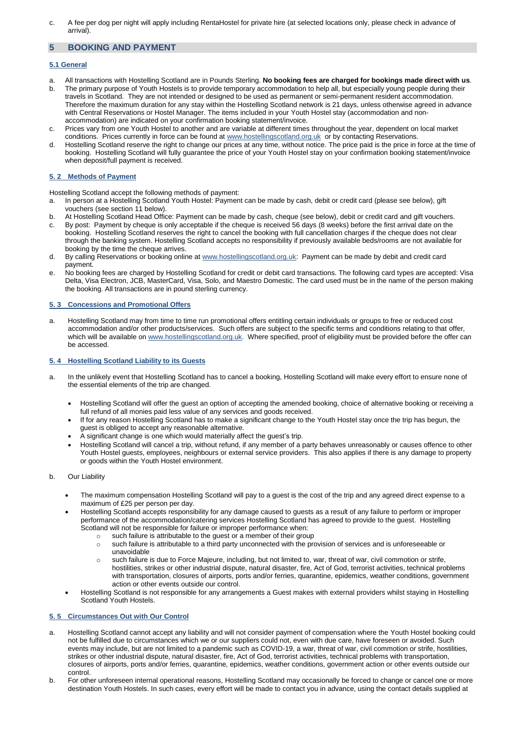c. A fee per dog per night will apply including RentaHostel for private hire (at selected locations only, please check in advance of arrival).

## 5 BOOKING AND PAYMENT

### 5.1 General

a. All transactions with Hostelling Scotland are in Pounds Sterling. **No booking fees are charged for bookings made direct with us**.
b. The primary purpose of Youth Hostels is to provide temporary accommodation to help all, but especially young people during their travels in Scotland. They are not intended or designed to be used as permanent or semi-permanent resident accommodation. Therefore the maximum duration for any stay within the Hostelling Scotland network is 21 days, unless otherwise agreed in advance with Central Reservations or Hostel Manager. The items included in your Youth Hostel stay (accommodation and non-accommodation) are indicated on your confirmation booking statement/invoice.
c. Prices vary from one Youth Hostel to another and are variable at different times throughout the year, dependent on local market conditions. Prices currently in force can be found at www.hostellingscotland.org.uk or by contacting Reservations.
d. Hostelling Scotland reserve the right to change our prices at any time, without notice. The price paid is the price in force at the time of booking. Hostelling Scotland will fully guarantee the price of your Youth Hostel stay on your confirmation booking statement/invoice when deposit/full payment is received.

### 5. 2 Methods of Payment

Hostelling Scotland accept the following methods of payment:

a. In person at a Hostelling Scotland Youth Hostel: Payment can be made by cash, debit or credit card (please see below), gift vouchers (see section 11 below).
b. At Hostelling Scotland Head Office: Payment can be made by cash, cheque (see below), debit or credit card and gift vouchers.
c. By post: Payment by cheque is only acceptable if the cheque is received 56 days (8 weeks) before the first arrival date on the booking. Hostelling Scotland reserves the right to cancel the booking with full cancellation charges if the cheque does not clear through the banking system. Hostelling Scotland accepts no responsibility if previously available beds/rooms are not available for booking by the time the cheque arrives.
d. By calling Reservations or booking online at www.hostellingscotland.org.uk: Payment can be made by debit and credit card payment.
e. No booking fees are charged by Hostelling Scotland for credit or debit card transactions. The following card types are accepted: Visa Delta, Visa Electron, JCB, MasterCard, Visa, Solo, and Maestro Domestic. The card used must be in the name of the person making the booking. All transactions are in pound sterling currency.

### 5. 3 Concessions and Promotional Offers

a. Hostelling Scotland may from time to time run promotional offers entitling certain individuals or groups to free or reduced cost accommodation and/or other products/services. Such offers are subject to the specific terms and conditions relating to that offer, which will be available on www.hostellingscotland.org.uk. Where specified, proof of eligibility must be provided before the offer can be accessed.

### 5. 4 Hostelling Scotland Liability to its Guests

a. In the unlikely event that Hostelling Scotland has to cancel a booking, Hostelling Scotland will make every effort to ensure none of the essential elements of the trip are changed.
   - Hostelling Scotland will offer the guest an option of accepting the amended booking, choice of alternative booking or receiving a full refund of all monies paid less value of any services and goods received.
   - If for any reason Hostelling Scotland has to make a significant change to the Youth Hostel stay once the trip has begun, the guest is obliged to accept any reasonable alternative.
   - A significant change is one which would materially affect the guest's trip.
   - Hostelling Scotland will cancel a trip, without refund, if any member of a party behaves unreasonably or causes offence to other Youth Hostel guests, employees, neighbours or external service providers. This also applies if there is any damage to property or goods within the Youth Hostel environment.

b. Our Liability
   - The maximum compensation Hostelling Scotland will pay to a guest is the cost of the trip and any agreed direct expense to a maximum of £25 per person per day.
   - Hostelling Scotland accepts responsibility for any damage caused to guests as a result of any failure to perform or improper performance of the accommodation/catering services Hostelling Scotland has agreed to provide to the guest. Hostelling Scotland will not be responsible for failure or improper performance when:
     - such failure is attributable to the guest or a member of their group
     - such failure is attributable to a third party unconnected with the provision of services and is unforeseeable or unavoidable
     - such failure is due to Force Majeure, including, but not limited to, war, threat of war, civil commotion or strife, hostilities, strikes or other industrial dispute, natural disaster, fire, Act of God, terrorist activities, technical problems with transportation, closures of airports, ports and/or ferries, quarantine, epidemics, weather conditions, government action or other events outside our control.
   - Hostelling Scotland is not responsible for any arrangements a Guest makes with external providers whilst staying in Hostelling Scotland Youth Hostels.

### 5. 5 Circumstances Out with Our Control

a. Hostelling Scotland cannot accept any liability and will not consider payment of compensation where the Youth Hostel booking could not be fulfilled due to circumstances which we or our suppliers could not, even with due care, have foreseen or avoided. Such events may include, but are not limited to a pandemic such as COVID-19, a war, threat of war, civil commotion or strife, hostilities, strikes or other industrial dispute, natural disaster, fire, Act of God, terrorist activities, technical problems with transportation, closures of airports, ports and/or ferries, quarantine, epidemics, weather conditions, government action or other events outside our control.
b. For other unforeseen internal operational reasons, Hostelling Scotland may occasionally be forced to change or cancel one or more destination Youth Hostels. In such cases, every effort will be made to contact you in advance, using the contact details supplied at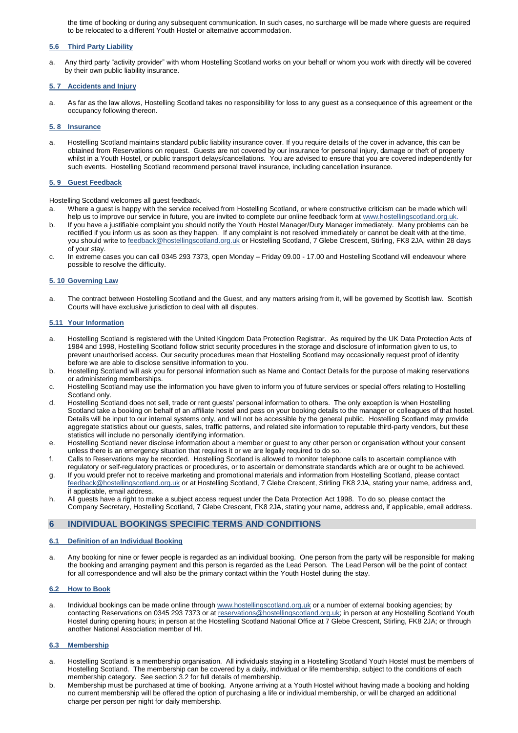the time of booking or during any subsequent communication. In such cases, no surcharge will be made where guests are required to be relocated to a different Youth Hostel or alternative accommodation.

### 5.6 Third Party Liability

a. Any third party "activity provider" with whom Hostelling Scotland works on your behalf or whom you work with directly will be covered by their own public liability insurance.

### 5. 7 Accidents and Injury

a. As far as the law allows, Hostelling Scotland takes no responsibility for loss to any guest as a consequence of this agreement or the occupancy following thereon.

### 5. 8 Insurance

a. Hostelling Scotland maintains standard public liability insurance cover. If you require details of the cover in advance, this can be obtained from Reservations on request. Guests are not covered by our insurance for personal injury, damage or theft of property whilst in a Youth Hostel, or public transport delays/cancellations. You are advised to ensure that you are covered independently for such events. Hostelling Scotland recommend personal travel insurance, including cancellation insurance.

### 5. 9 Guest Feedback

Hostelling Scotland welcomes all guest feedback.

a. Where a guest is happy with the service received from Hostelling Scotland, or where constructive criticism can be made which will help us to improve our service in future, you are invited to complete our online feedback form at www.hostellingscotland.org.uk.
b. If you have a justifiable complaint you should notify the Youth Hostel Manager/Duty Manager immediately. Many problems can be rectified if you inform us as soon as they happen. If any complaint is not resolved immediately or cannot be dealt with at the time, you should write to feedback@hostellingscotland.org.uk or Hostelling Scotland, 7 Glebe Crescent, Stirling, FK8 2JA, within 28 days of your stay.
c. In extreme cases you can call 0345 293 7373, open Monday – Friday 09.00 - 17.00 and Hostelling Scotland will endeavour where possible to resolve the difficulty.

### 5. 10 Governing Law

a. The contract between Hostelling Scotland and the Guest, and any matters arising from it, will be governed by Scottish law. Scottish Courts will have exclusive jurisdiction to deal with all disputes.

### 5.11 Your Information

a. Hostelling Scotland is registered with the United Kingdom Data Protection Registrar. As required by the UK Data Protection Acts of 1984 and 1998, Hostelling Scotland follow strict security procedures in the storage and disclosure of information given to us, to prevent unauthorised access. Our security procedures mean that Hostelling Scotland may occasionally request proof of identity before we are able to disclose sensitive information to you.
b. Hostelling Scotland will ask you for personal information such as Name and Contact Details for the purpose of making reservations or administering memberships.
c. Hostelling Scotland may use the information you have given to inform you of future services or special offers relating to Hostelling Scotland only.
d. Hostelling Scotland does not sell, trade or rent guests' personal information to others. The only exception is when Hostelling Scotland take a booking on behalf of an affiliate hostel and pass on your booking details to the manager or colleagues of that hostel. Details will be input to our internal systems only, and will not be accessible by the general public. Hostelling Scotland may provide aggregate statistics about our guests, sales, traffic patterns, and related site information to reputable third-party vendors, but these statistics will include no personally identifying information.
e. Hostelling Scotland never disclose information about a member or guest to any other person or organisation without your consent unless there is an emergency situation that requires it or we are legally required to do so.
f. Calls to Reservations may be recorded. Hostelling Scotland is allowed to monitor telephone calls to ascertain compliance with regulatory or self-regulatory practices or procedures, or to ascertain or demonstrate standards which are or ought to be achieved.
g. If you would prefer not to receive marketing and promotional materials and information from Hostelling Scotland, please contact feedback@hostellingscotland.org.uk or at Hostelling Scotland, 7 Glebe Crescent, Stirling FK8 2JA, stating your name, address and, if applicable, email address.
h. All guests have a right to make a subject access request under the Data Protection Act 1998. To do so, please contact the Company Secretary, Hostelling Scotland, 7 Glebe Crescent, FK8 2JA, stating your name, address and, if applicable, email address.

## 6 INDIVIDUAL BOOKINGS SPECIFIC TERMS AND CONDITIONS

### 6.1 Definition of an Individual Booking

a. Any booking for nine or fewer people is regarded as an individual booking. One person from the party will be responsible for making the booking and arranging payment and this person is regarded as the Lead Person. The Lead Person will be the point of contact for all correspondence and will also be the primary contact within the Youth Hostel during the stay.

### 6.2 How to Book

a. Individual bookings can be made online through www.hostellingscotland.org.uk or a number of external booking agencies; by contacting Reservations on 0345 293 7373 or at reservations@hostellingscotland.org.uk; in person at any Hostelling Scotland Youth Hostel during opening hours; in person at the Hostelling Scotland National Office at 7 Glebe Crescent, Stirling, FK8 2JA; or through another National Association member of HI.

### 6.3 Membership

a. Hostelling Scotland is a membership organisation. All individuals staying in a Hostelling Scotland Youth Hostel must be members of Hostelling Scotland. The membership can be covered by a daily, individual or life membership, subject to the conditions of each membership category. See section 3.2 for full details of membership.
b. Membership must be purchased at time of booking. Anyone arriving at a Youth Hostel without having made a booking and holding no current membership will be offered the option of purchasing a life or individual membership, or will be charged an additional charge per person per night for daily membership.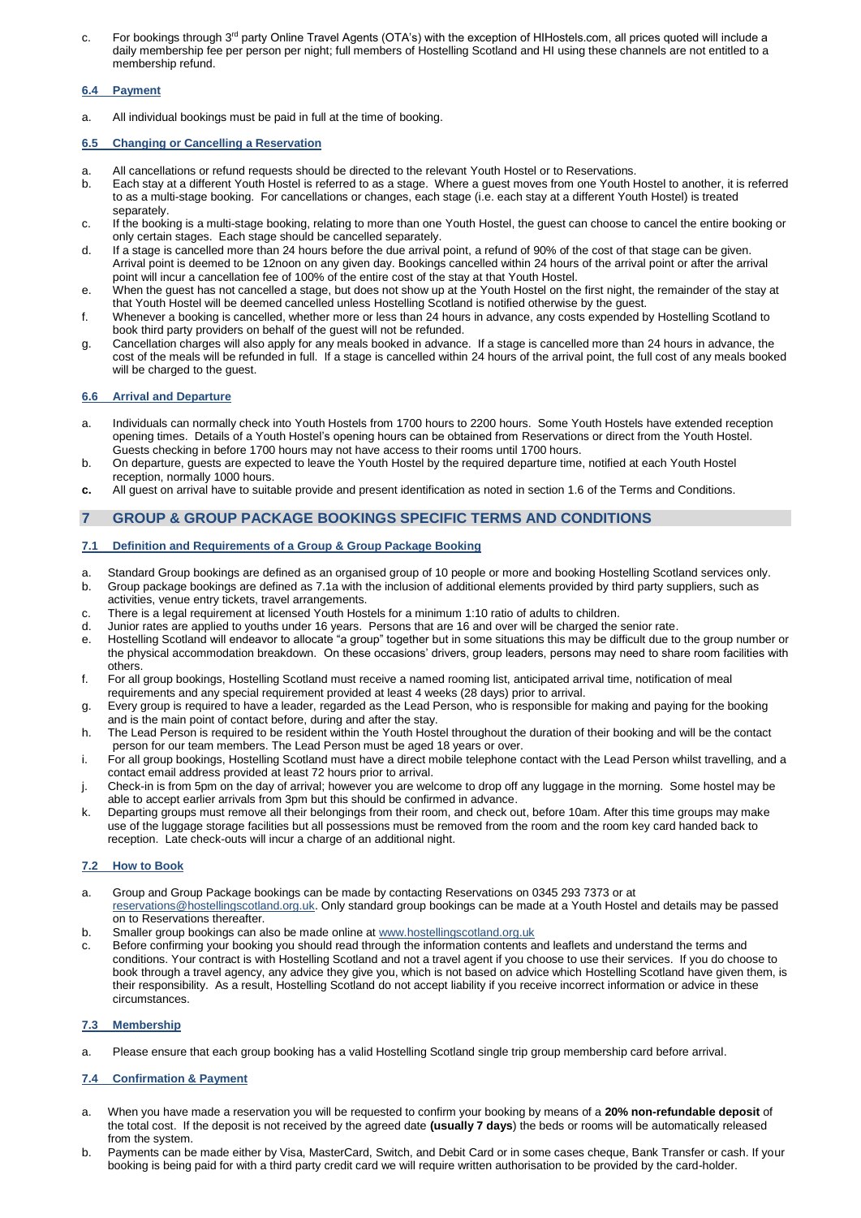c. For bookings through 3rd party Online Travel Agents (OTA's) with the exception of HIHostels.com, all prices quoted will include a daily membership fee per person per night; full members of Hostelling Scotland and HI using these channels are not entitled to a membership refund.

### 6.4 Payment

a. All individual bookings must be paid in full at the time of booking.

### 6.5 Changing or Cancelling a Reservation

a. All cancellations or refund requests should be directed to the relevant Youth Hostel or to Reservations.
b. Each stay at a different Youth Hostel is referred to as a stage. Where a guest moves from one Youth Hostel to another, it is referred to as a multi-stage booking. For cancellations or changes, each stage (i.e. each stay at a different Youth Hostel) is treated separately.
c. If the booking is a multi-stage booking, relating to more than one Youth Hostel, the guest can choose to cancel the entire booking or only certain stages. Each stage should be cancelled separately.
d. If a stage is cancelled more than 24 hours before the due arrival point, a refund of 90% of the cost of that stage can be given. Arrival point is deemed to be 12noon on any given day. Bookings cancelled within 24 hours of the arrival point or after the arrival point will incur a cancellation fee of 100% of the entire cost of the stay at that Youth Hostel.
e. When the guest has not cancelled a stage, but does not show up at the Youth Hostel on the first night, the remainder of the stay at that Youth Hostel will be deemed cancelled unless Hostelling Scotland is notified otherwise by the guest.
f. Whenever a booking is cancelled, whether more or less than 24 hours in advance, any costs expended by Hostelling Scotland to book third party providers on behalf of the guest will not be refunded.
g. Cancellation charges will also apply for any meals booked in advance. If a stage is cancelled more than 24 hours in advance, the cost of the meals will be refunded in full. If a stage is cancelled within 24 hours of the arrival point, the full cost of any meals booked will be charged to the guest.

### 6.6 Arrival and Departure

a. Individuals can normally check into Youth Hostels from 1700 hours to 2200 hours. Some Youth Hostels have extended reception opening times. Details of a Youth Hostel's opening hours can be obtained from Reservations or direct from the Youth Hostel. Guests checking in before 1700 hours may not have access to their rooms until 1700 hours.
b. On departure, guests are expected to leave the Youth Hostel by the required departure time, notified at each Youth Hostel reception, normally 1000 hours.
**c.** All guest on arrival have to suitable provide and present identification as noted in section 1.6 of the Terms and Conditions.

## 7 GROUP & GROUP PACKAGE BOOKINGS SPECIFIC TERMS AND CONDITIONS

### 7.1 Definition and Requirements of a Group & Group Package Booking

a. Standard Group bookings are defined as an organised group of 10 people or more and booking Hostelling Scotland services only.
b. Group package bookings are defined as 7.1a with the inclusion of additional elements provided by third party suppliers, such as activities, venue entry tickets, travel arrangements.
c. There is a legal requirement at licensed Youth Hostels for a minimum 1:10 ratio of adults to children.
d. Junior rates are applied to youths under 16 years. Persons that are 16 and over will be charged the senior rate.
e. Hostelling Scotland will endeavor to allocate "a group" together but in some situations this may be difficult due to the group number or the physical accommodation breakdown. On these occasions' drivers, group leaders, persons may need to share room facilities with others.
f. For all group bookings, Hostelling Scotland must receive a named rooming list, anticipated arrival time, notification of meal requirements and any special requirement provided at least 4 weeks (28 days) prior to arrival.
g. Every group is required to have a leader, regarded as the Lead Person, who is responsible for making and paying for the booking and is the main point of contact before, during and after the stay.
h. The Lead Person is required to be resident within the Youth Hostel throughout the duration of their booking and will be the contact person for our team members. The Lead Person must be aged 18 years or over.
i. For all group bookings, Hostelling Scotland must have a direct mobile telephone contact with the Lead Person whilst travelling, and a contact email address provided at least 72 hours prior to arrival.
j. Check-in is from 5pm on the day of arrival; however you are welcome to drop off any luggage in the morning. Some hostel may be able to accept earlier arrivals from 3pm but this should be confirmed in advance.
k. Departing groups must remove all their belongings from their room, and check out, before 10am. After this time groups may make use of the luggage storage facilities but all possessions must be removed from the room and the room key card handed back to reception. Late check-outs will incur a charge of an additional night.

### 7.2 How to Book

a. Group and Group Package bookings can be made by contacting Reservations on 0345 293 7373 or at reservations@hostellingscotland.org.uk. Only standard group bookings can be made at a Youth Hostel and details may be passed on to Reservations thereafter.
b. Smaller group bookings can also be made online at www.hostellingscotland.org.uk
c. Before confirming your booking you should read through the information contents and leaflets and understand the terms and conditions. Your contract is with Hostelling Scotland and not a travel agent if you choose to use their services. If you do choose to book through a travel agency, any advice they give you, which is not based on advice which Hostelling Scotland have given them, is their responsibility. As a result, Hostelling Scotland do not accept liability if you receive incorrect information or advice in these circumstances.

### 7.3 Membership

a. Please ensure that each group booking has a valid Hostelling Scotland single trip group membership card before arrival.

### 7.4 Confirmation & Payment

a. When you have made a reservation you will be requested to confirm your booking by means of a **20% non-refundable deposit** of the total cost. If the deposit is not received by the agreed date **(usually 7 days**) the beds or rooms will be automatically released from the system.
b. Payments can be made either by Visa, MasterCard, Switch, and Debit Card or in some cases cheque, Bank Transfer or cash. If your booking is being paid for with a third party credit card we will require written authorisation to be provided by the card-holder.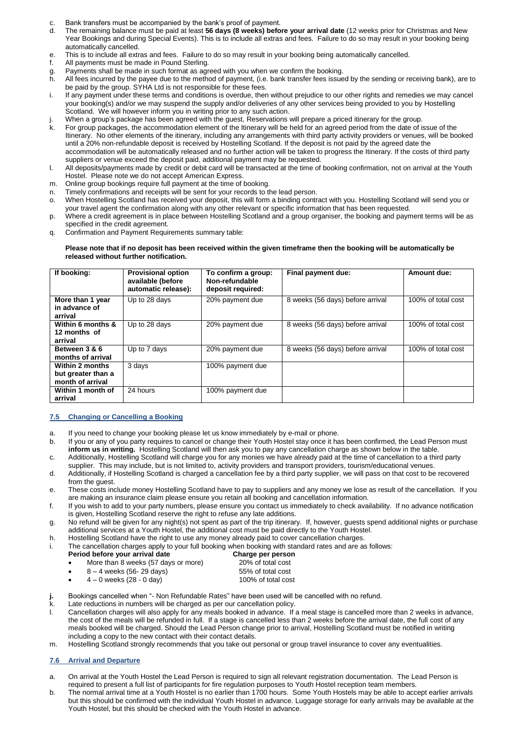c. Bank transfers must be accompanied by the bank's proof of payment.
d. The remaining balance must be paid at least **56 days (8 weeks) before your arrival date** (12 weeks prior for Christmas and New Year Bookings and during Special Events). This is to include all extras and fees. Failure to do so may result in your booking being automatically cancelled.
e. This is to include all extras and fees. Failure to do so may result in your booking being automatically cancelled.
f. All payments must be made in Pound Sterling.
g. Payments shall be made in such format as agreed with you when we confirm the booking.
h. All fees incurred by the payee due to the method of payment, (i.e. bank transfer fees issued by the sending or receiving bank), are to be paid by the group. SYHA Ltd is not responsible for these fees.
i. If any payment under these terms and conditions is overdue, then without prejudice to our other rights and remedies we may cancel your booking(s) and/or we may suspend the supply and/or deliveries of any other services being provided to you by Hostelling Scotland. We will however inform you in writing prior to any such action.
j. When a group's package has been agreed with the guest, Reservations will prepare a priced itinerary for the group.
k. For group packages, the accommodation element of the Itinerary will be held for an agreed period from the date of issue of the Itinerary. No other elements of the itinerary, including any arrangements with third party activity providers or venues, will be booked until a 20% non-refundable deposit is received by Hostelling Scotland. If the deposit is not paid by the agreed date the accommodation will be automatically released and no further action will be taken to progress the Itinerary. If the costs of third party suppliers or venue exceed the deposit paid, additional payment may be requested.
l. All deposits/payments made by credit or debit card will be transacted at the time of booking confirmation, not on arrival at the Youth Hostel. Please note we do not accept American Express.
m. Online group bookings require full payment at the time of booking.
n. Timely confirmations and receipts will be sent for your records to the lead person.
o. When Hostelling Scotland has received your deposit, this will form a binding contract with you. Hostelling Scotland will send you or your travel agent the confirmation along with any other relevant or specific information that has been requested.
p. Where a credit agreement is in place between Hostelling Scotland and a group organiser, the booking and payment terms will be as specified in the credit agreement.
q. Confirmation and Payment Requirements summary table:

**Please note that if no deposit has been received within the given timeframe then the booking will be automatically be released without further notification.**

| If booking: | Provisional option available (before automatic release): | To confirm a group: Non-refundable deposit required: | Final payment due: | Amount due: |
|---|---|---|---|---|
| **More than 1 year in advance of arrival** | Up to 28 days | 20% payment due | 8 weeks (56 days) before arrival | 100% of total cost |
| **Within 6 months & 12 months of arrival** | Up to 28 days | 20% payment due | 8 weeks (56 days) before arrival | 100% of total cost |
| **Between 3 & 6 months of arrival** | Up to 7 days | 20% payment due | 8 weeks (56 days) before arrival | 100% of total cost |
| **Within 2 months but greater than a month of arrival** | 3 days | 100% payment due | | |
| **Within 1 month of arrival** | 24 hours | 100% payment due | | |

## 7.5 Changing or Cancelling a Booking

a. If you need to change your booking please let us know immediately by e-mail or phone.
b. If you or any of you party requires to cancel or change their Youth Hostel stay once it has been confirmed, the Lead Person must **inform us in writing.** Hostelling Scotland will then ask you to pay any cancellation charge as shown below in the table.
c. Additionally, Hostelling Scotland will charge you for any monies we have already paid at the time of cancellation to a third party supplier. This may include, but is not limited to, activity providers and transport providers, tourism/educational venues.
d. Additionally, if Hostelling Scotland is charged a cancellation fee by a third party supplier, we will pass on that cost to be recovered from the guest.
e. These costs include money Hostelling Scotland have to pay to suppliers and any money we lose as result of the cancellation. If you are making an insurance claim please ensure you retain all booking and cancellation information.
f. If you wish to add to your party numbers, please ensure you contact us immediately to check availability. If no advance notification is given, Hostelling Scotland reserve the right to refuse any late additions.
g. No refund will be given for any night(s) not spent as part of the trip itinerary. If, however, guests spend additional nights or purchase additional services at a Youth Hostel, the additional cost must be paid directly to the Youth Hostel.
h. Hostelling Scotland have the right to use any money already paid to cover cancellation charges.
i. The cancellation charges apply to your full booking when booking with standard rates and are as follows:

| **Period before your arrival date** | **Charge per person** |
|---|---|
| • More than 8 weeks (57 days or more) | 20% of total cost |
| • 8 – 4 weeks (56- 29 days) | 55% of total cost |
| • 4 – 0 weeks (28 - 0 day) | 100% of total cost |

**j.** Bookings cancelled when "- Non Refundable Rates" have been used will be cancelled with no refund.
k. Late reductions in numbers will be charged as per our cancellation policy.
l. Cancellation charges will also apply for any meals booked in advance. If a meal stage is cancelled more than 2 weeks in advance, the cost of the meals will be refunded in full. If a stage is cancelled less than 2 weeks before the arrival date, the full cost of any meals booked will be charged. Should the Lead Person change prior to arrival, Hostelling Scotland must be notified in writing including a copy to the new contact with their contact details.
m. Hostelling Scotland strongly recommends that you take out personal or group travel insurance to cover any eventualities.

## 7.6 Arrival and Departure

a. On arrival at the Youth Hostel the Lead Person is required to sign all relevant registration documentation. The Lead Person is required to present a full list of participants for fire regulation purposes to Youth Hostel reception team members.
b. The normal arrival time at a Youth Hostel is no earlier than 1700 hours. Some Youth Hostels may be able to accept earlier arrivals but this should be confirmed with the individual Youth Hostel in advance. Luggage storage for early arrivals may be available at the Youth Hostel, but this should be checked with the Youth Hostel in advance.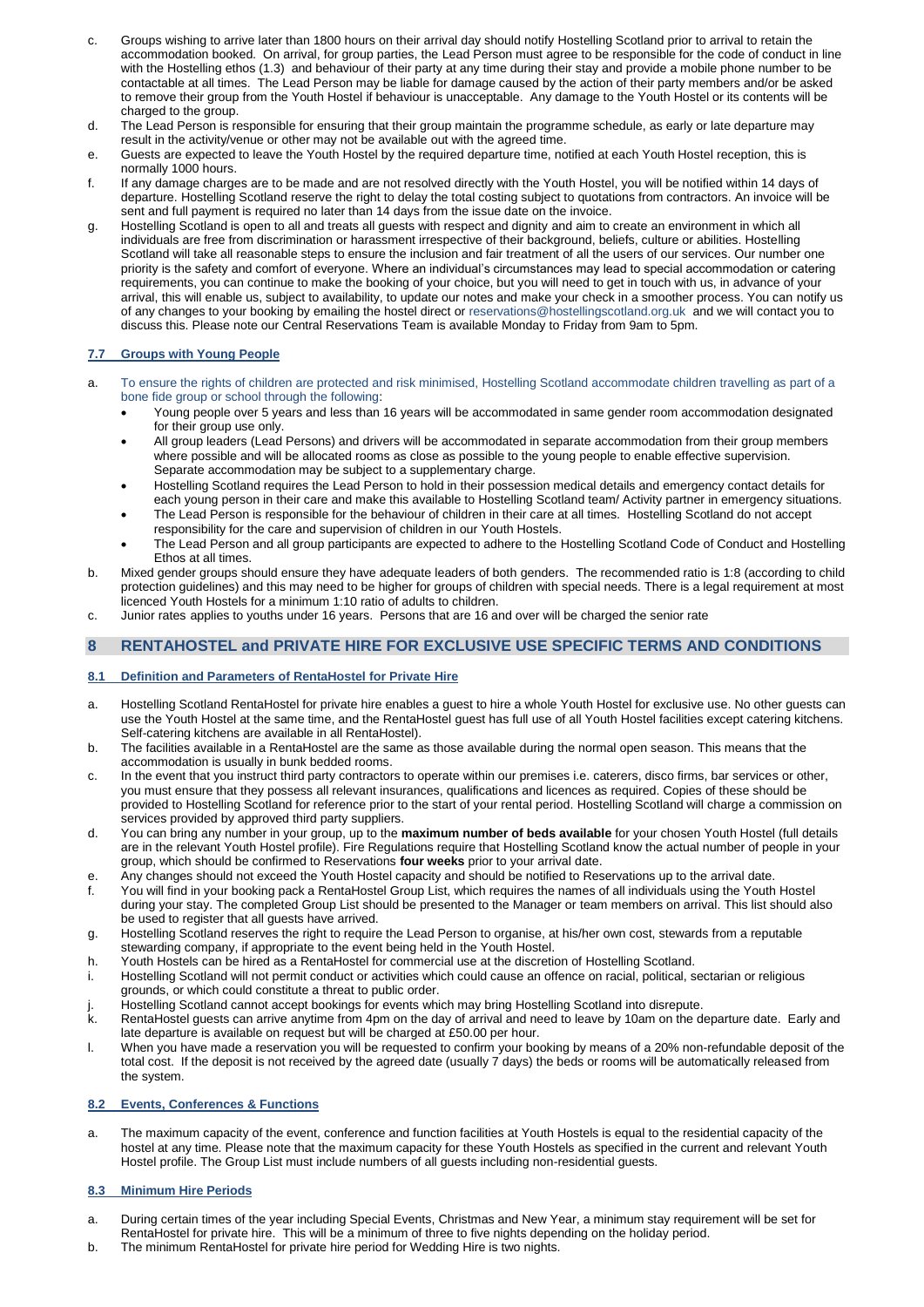c. Groups wishing to arrive later than 1800 hours on their arrival day should notify Hostelling Scotland prior to arrival to retain the accommodation booked. On arrival, for group parties, the Lead Person must agree to be responsible for the code of conduct in line with the Hostelling ethos (1.3) and behaviour of their party at any time during their stay and provide a mobile phone number to be contactable at all times. The Lead Person may be liable for damage caused by the action of their party members and/or be asked to remove their group from the Youth Hostel if behaviour is unacceptable. Any damage to the Youth Hostel or its contents will be charged to the group.

d. The Lead Person is responsible for ensuring that their group maintain the programme schedule, as early or late departure may result in the activity/venue or other may not be available out with the agreed time.

e. Guests are expected to leave the Youth Hostel by the required departure time, notified at each Youth Hostel reception, this is normally 1000 hours.

f. If any damage charges are to be made and are not resolved directly with the Youth Hostel, you will be notified within 14 days of departure. Hostelling Scotland reserve the right to delay the total costing subject to quotations from contractors. An invoice will be sent and full payment is required no later than 14 days from the issue date on the invoice.

g. Hostelling Scotland is open to all and treats all guests with respect and dignity and aim to create an environment in which all individuals are free from discrimination or harassment irrespective of their background, beliefs, culture or abilities. Hostelling Scotland will take all reasonable steps to ensure the inclusion and fair treatment of all the users of our services. Our number one priority is the safety and comfort of everyone. Where an individual's circumstances may lead to special accommodation or catering requirements, you can continue to make the booking of your choice, but you will need to get in touch with us, in advance of your arrival, this will enable us, subject to availability, to update our notes and make your check in a smoother process. You can notify us of any changes to your booking by emailing the hostel direct or reservations@hostellingscotland.org.uk and we will contact you to discuss this. Please note our Central Reservations Team is available Monday to Friday from 9am to 5pm.

### 7.7 Groups with Young People

a. To ensure the rights of children are protected and risk minimised, Hostelling Scotland accommodate children travelling as part of a bone fide group or school through the following:
   - Young people over 5 years and less than 16 years will be accommodated in same gender room accommodation designated for their group use only.
   - All group leaders (Lead Persons) and drivers will be accommodated in separate accommodation from their group members where possible and will be allocated rooms as close as possible to the young people to enable effective supervision. Separate accommodation may be subject to a supplementary charge.
   - Hostelling Scotland requires the Lead Person to hold in their possession medical details and emergency contact details for each young person in their care and make this available to Hostelling Scotland team/ Activity partner in emergency situations.
   - The Lead Person is responsible for the behaviour of children in their care at all times. Hostelling Scotland do not accept responsibility for the care and supervision of children in our Youth Hostels.
   - The Lead Person and all group participants are expected to adhere to the Hostelling Scotland Code of Conduct and Hostelling Ethos at all times.

b. Mixed gender groups should ensure they have adequate leaders of both genders. The recommended ratio is 1:8 (according to child protection guidelines) and this may need to be higher for groups of children with special needs. There is a legal requirement at most licenced Youth Hostels for a minimum 1:10 ratio of adults to children.

c. Junior rates applies to youths under 16 years. Persons that are 16 and over will be charged the senior rate

## 8 RENTAHOSTEL and PRIVATE HIRE FOR EXCLUSIVE USE SPECIFIC TERMS AND CONDITIONS

### 8.1 Definition and Parameters of RentaHostel for Private Hire

a. Hostelling Scotland RentaHostel for private hire enables a guest to hire a whole Youth Hostel for exclusive use. No other guests can use the Youth Hostel at the same time, and the RentaHostel guest has full use of all Youth Hostel facilities except catering kitchens. Self-catering kitchens are available in all RentaHostel).

b. The facilities available in a RentaHostel are the same as those available during the normal open season. This means that the accommodation is usually in bunk bedded rooms.

c. In the event that you instruct third party contractors to operate within our premises i.e. caterers, disco firms, bar services or other, you must ensure that they possess all relevant insurances, qualifications and licences as required. Copies of these should be provided to Hostelling Scotland for reference prior to the start of your rental period. Hostelling Scotland will charge a commission on services provided by approved third party suppliers.

d. You can bring any number in your group, up to the **maximum number of beds available** for your chosen Youth Hostel (full details are in the relevant Youth Hostel profile). Fire Regulations require that Hostelling Scotland know the actual number of people in your group, which should be confirmed to Reservations **four weeks** prior to your arrival date.

e. Any changes should not exceed the Youth Hostel capacity and should be notified to Reservations up to the arrival date.

f. You will find in your booking pack a RentaHostel Group List, which requires the names of all individuals using the Youth Hostel during your stay. The completed Group List should be presented to the Manager or team members on arrival. This list should also be used to register that all guests have arrived.

g. Hostelling Scotland reserves the right to require the Lead Person to organise, at his/her own cost, stewards from a reputable stewarding company, if appropriate to the event being held in the Youth Hostel.

h. Youth Hostels can be hired as a RentaHostel for commercial use at the discretion of Hostelling Scotland.

i. Hostelling Scotland will not permit conduct or activities which could cause an offence on racial, political, sectarian or religious grounds, or which could constitute a threat to public order.

j. Hostelling Scotland cannot accept bookings for events which may bring Hostelling Scotland into disrepute.

k. RentaHostel guests can arrive anytime from 4pm on the day of arrival and need to leave by 10am on the departure date. Early and late departure is available on request but will be charged at £50.00 per hour.

l. When you have made a reservation you will be requested to confirm your booking by means of a 20% non-refundable deposit of the total cost. If the deposit is not received by the agreed date (usually 7 days) the beds or rooms will be automatically released from the system.

### 8.2 Events, Conferences & Functions

a. The maximum capacity of the event, conference and function facilities at Youth Hostels is equal to the residential capacity of the hostel at any time. Please note that the maximum capacity for these Youth Hostels as specified in the current and relevant Youth Hostel profile. The Group List must include numbers of all guests including non-residential guests.

### 8.3 Minimum Hire Periods

a. During certain times of the year including Special Events, Christmas and New Year, a minimum stay requirement will be set for RentaHostel for private hire. This will be a minimum of three to five nights depending on the holiday period.

b. The minimum RentaHostel for private hire period for Wedding Hire is two nights.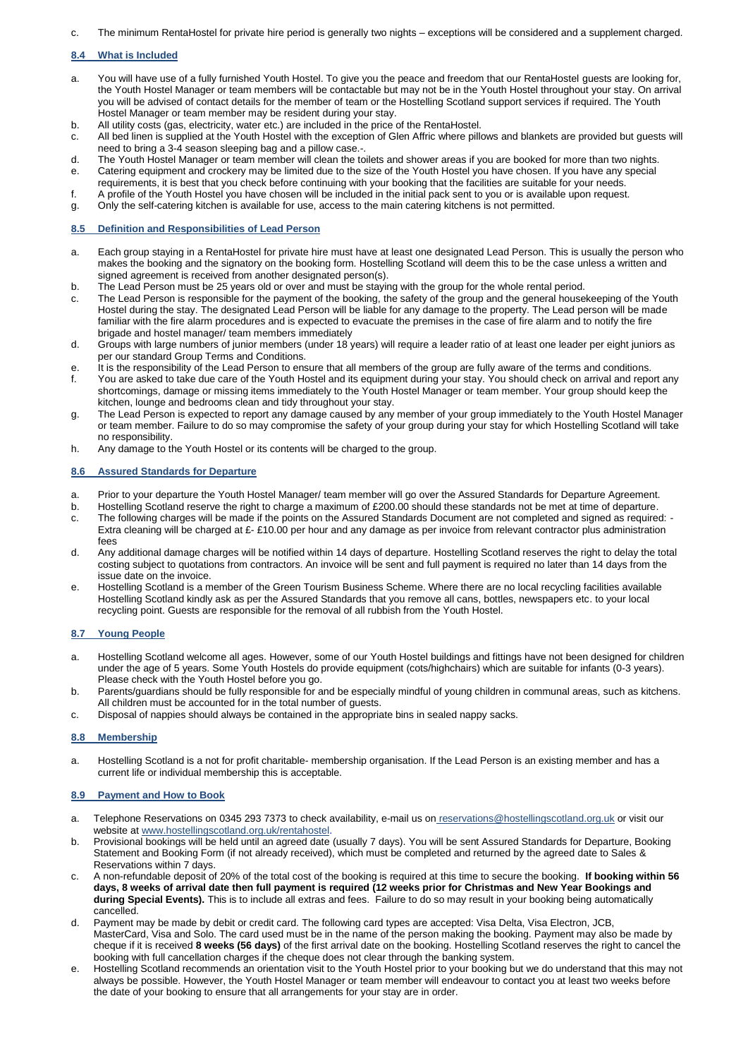c. The minimum RentaHostel for private hire period is generally two nights – exceptions will be considered and a supplement charged.

### 8.4 What is Included

a. You will have use of a fully furnished Youth Hostel. To give you the peace and freedom that our RentaHostel guests are looking for, the Youth Hostel Manager or team members will be contactable but may not be in the Youth Hostel throughout your stay. On arrival you will be advised of contact details for the member of team or the Hostelling Scotland support services if required. The Youth Hostel Manager or team member may be resident during your stay.
b. All utility costs (gas, electricity, water etc.) are included in the price of the RentaHostel.
c. All bed linen is supplied at the Youth Hostel with the exception of Glen Affric where pillows and blankets are provided but guests will need to bring a 3-4 season sleeping bag and a pillow case.-.
d. The Youth Hostel Manager or team member will clean the toilets and shower areas if you are booked for more than two nights.
e. Catering equipment and crockery may be limited due to the size of the Youth Hostel you have chosen. If you have any special requirements, it is best that you check before continuing with your booking that the facilities are suitable for your needs.
f. A profile of the Youth Hostel you have chosen will be included in the initial pack sent to you or is available upon request.
g. Only the self-catering kitchen is available for use, access to the main catering kitchens is not permitted.

### 8.5 Definition and Responsibilities of Lead Person

a. Each group staying in a RentaHostel for private hire must have at least one designated Lead Person. This is usually the person who makes the booking and the signatory on the booking form. Hostelling Scotland will deem this to be the case unless a written and signed agreement is received from another designated person(s).
b. The Lead Person must be 25 years old or over and must be staying with the group for the whole rental period.
c. The Lead Person is responsible for the payment of the booking, the safety of the group and the general housekeeping of the Youth Hostel during the stay. The designated Lead Person will be liable for any damage to the property. The Lead person will be made familiar with the fire alarm procedures and is expected to evacuate the premises in the case of fire alarm and to notify the fire brigade and hostel manager/ team members immediately
d. Groups with large numbers of junior members (under 18 years) will require a leader ratio of at least one leader per eight juniors as per our standard Group Terms and Conditions.
e. It is the responsibility of the Lead Person to ensure that all members of the group are fully aware of the terms and conditions.
f. You are asked to take due care of the Youth Hostel and its equipment during your stay. You should check on arrival and report any shortcomings, damage or missing items immediately to the Youth Hostel Manager or team member. Your group should keep the kitchen, lounge and bedrooms clean and tidy throughout your stay.
g. The Lead Person is expected to report any damage caused by any member of your group immediately to the Youth Hostel Manager or team member. Failure to do so may compromise the safety of your group during your stay for which Hostelling Scotland will take no responsibility.
h. Any damage to the Youth Hostel or its contents will be charged to the group.

### 8.6 Assured Standards for Departure

a. Prior to your departure the Youth Hostel Manager/ team member will go over the Assured Standards for Departure Agreement.
b. Hostelling Scotland reserve the right to charge a maximum of £200.00 should these standards not be met at time of departure.
c. The following charges will be made if the points on the Assured Standards Document are not completed and signed as required: - Extra cleaning will be charged at £- £10.00 per hour and any damage as per invoice from relevant contractor plus administration fees
d. Any additional damage charges will be notified within 14 days of departure. Hostelling Scotland reserves the right to delay the total costing subject to quotations from contractors. An invoice will be sent and full payment is required no later than 14 days from the issue date on the invoice.
e. Hostelling Scotland is a member of the Green Tourism Business Scheme. Where there are no local recycling facilities available Hostelling Scotland kindly ask as per the Assured Standards that you remove all cans, bottles, newspapers etc. to your local recycling point. Guests are responsible for the removal of all rubbish from the Youth Hostel.

### 8.7 Young People

a. Hostelling Scotland welcome all ages. However, some of our Youth Hostel buildings and fittings have not been designed for children under the age of 5 years. Some Youth Hostels do provide equipment (cots/highchairs) which are suitable for infants (0-3 years). Please check with the Youth Hostel before you go.
b. Parents/guardians should be fully responsible for and be especially mindful of young children in communal areas, such as kitchens. All children must be accounted for in the total number of guests.
c. Disposal of nappies should always be contained in the appropriate bins in sealed nappy sacks.

### 8.8 Membership

a. Hostelling Scotland is a not for profit charitable- membership organisation. If the Lead Person is an existing member and has a current life or individual membership this is acceptable.

### 8.9 Payment and How to Book

a. Telephone Reservations on 0345 293 7373 to check availability, e-mail us on reservations@hostellingscotland.org.uk or visit our website at www.hostellingscotland.org.uk/rentahostel.
b. Provisional bookings will be held until an agreed date (usually 7 days). You will be sent Assured Standards for Departure, Booking Statement and Booking Form (if not already received), which must be completed and returned by the agreed date to Sales & Reservations within 7 days.
c. A non-refundable deposit of 20% of the total cost of the booking is required at this time to secure the booking. **If booking within 56 days, 8 weeks of arrival date then full payment is required (12 weeks prior for Christmas and New Year Bookings and during Special Events).** This is to include all extras and fees. Failure to do so may result in your booking being automatically cancelled.
d. Payment may be made by debit or credit card. The following card types are accepted: Visa Delta, Visa Electron, JCB, MasterCard, Visa and Solo. The card used must be in the name of the person making the booking. Payment may also be made by cheque if it is received **8 weeks (56 days)** of the first arrival date on the booking. Hostelling Scotland reserves the right to cancel the booking with full cancellation charges if the cheque does not clear through the banking system.
e. Hostelling Scotland recommends an orientation visit to the Youth Hostel prior to your booking but we do understand that this may not always be possible. However, the Youth Hostel Manager or team member will endeavour to contact you at least two weeks before the date of your booking to ensure that all arrangements for your stay are in order.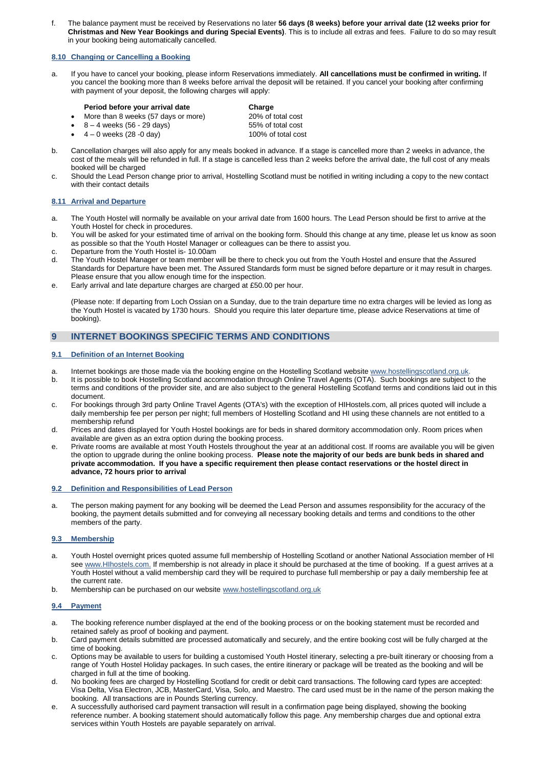f. The balance payment must be received by Reservations no later **56 days (8 weeks) before your arrival date (12 weeks prior for Christmas and New Year Bookings and during Special Events)**. This is to include all extras and fees. Failure to do so may result in your booking being automatically cancelled.

### 8.10 Changing or Cancelling a Booking

a. If you have to cancel your booking, please inform Reservations immediately. **All cancellations must be confirmed in writing.** If you cancel the booking more than 8 weeks before arrival the deposit will be retained. If you cancel your booking after confirming with payment of your deposit, the following charges will apply:

| Period before your arrival date | Charge |
|---|---|
| • More than 8 weeks (57 days or more) | 20% of total cost |
| • 8 – 4 weeks (56 - 29 days) | 55% of total cost |
| • 4 – 0 weeks (28 -0 day) | 100% of total cost |

b. Cancellation charges will also apply for any meals booked in advance. If a stage is cancelled more than 2 weeks in advance, the cost of the meals will be refunded in full. If a stage is cancelled less than 2 weeks before the arrival date, the full cost of any meals booked will be charged

c. Should the Lead Person change prior to arrival, Hostelling Scotland must be notified in writing including a copy to the new contact with their contact details

### 8.11 Arrival and Departure

a. The Youth Hostel will normally be available on your arrival date from 1600 hours. The Lead Person should be first to arrive at the Youth Hostel for check in procedures.

b. You will be asked for your estimated time of arrival on the booking form. Should this change at any time, please let us know as soon as possible so that the Youth Hostel Manager or colleagues can be there to assist you.

c. Departure from the Youth Hostel is- 10.00am

d. The Youth Hostel Manager or team member will be there to check you out from the Youth Hostel and ensure that the Assured Standards for Departure have been met. The Assured Standards form must be signed before departure or it may result in charges. Please ensure that you allow enough time for the inspection.

e. Early arrival and late departure charges are charged at £50.00 per hour.

(Please note: If departing from Loch Ossian on a Sunday, due to the train departure time no extra charges will be levied as long as the Youth Hostel is vacated by 1730 hours. Should you require this later departure time, please advice Reservations at time of booking).

## 9 INTERNET BOOKINGS SPECIFIC TERMS AND CONDITIONS

### 9.1 Definition of an Internet Booking

a. Internet bookings are those made via the booking engine on the Hostelling Scotland website www.hostellingscotland.org.uk.

b. It is possible to book Hostelling Scotland accommodation through Online Travel Agents (OTA). Such bookings are subject to the terms and conditions of the provider site, and are also subject to the general Hostelling Scotland terms and conditions laid out in this document.

c. For bookings through 3rd party Online Travel Agents (OTA's) with the exception of HIHostels.com, all prices quoted will include a daily membership fee per person per night; full members of Hostelling Scotland and HI using these channels are not entitled to a membership refund

d. Prices and dates displayed for Youth Hostel bookings are for beds in shared dormitory accommodation only. Room prices when available are given as an extra option during the booking process.

e. Private rooms are available at most Youth Hostels throughout the year at an additional cost. If rooms are available you will be given the option to upgrade during the online booking process. **Please note the majority of our beds are bunk beds in shared and private accommodation. If you have a specific requirement then please contact reservations or the hostel direct in advance, 72 hours prior to arrival**

### 9.2 Definition and Responsibilities of Lead Person

a. The person making payment for any booking will be deemed the Lead Person and assumes responsibility for the accuracy of the booking, the payment details submitted and for conveying all necessary booking details and terms and conditions to the other members of the party.

### 9.3 Membership

a. Youth Hostel overnight prices quoted assume full membership of Hostelling Scotland or another National Association member of HI see www.HIhostels.com. If membership is not already in place it should be purchased at the time of booking. If a guest arrives at a Youth Hostel without a valid membership card they will be required to purchase full membership or pay a daily membership fee at the current rate.

b. Membership can be purchased on our website www.hostellingscotland.org.uk

### 9.4 Payment

a. The booking reference number displayed at the end of the booking process or on the booking statement must be recorded and retained safely as proof of booking and payment.

b. Card payment details submitted are processed automatically and securely, and the entire booking cost will be fully charged at the time of booking.

c. Options may be available to users for building a customised Youth Hostel itinerary, selecting a pre-built itinerary or choosing from a range of Youth Hostel Holiday packages. In such cases, the entire itinerary or package will be treated as the booking and will be charged in full at the time of booking.

d. No booking fees are charged by Hostelling Scotland for credit or debit card transactions. The following card types are accepted: Visa Delta, Visa Electron, JCB, MasterCard, Visa, Solo, and Maestro. The card used must be in the name of the person making the booking. All transactions are in Pounds Sterling currency.

e. A successfully authorised card payment transaction will result in a confirmation page being displayed, showing the booking reference number. A booking statement should automatically follow this page. Any membership charges due and optional extra services within Youth Hostels are payable separately on arrival.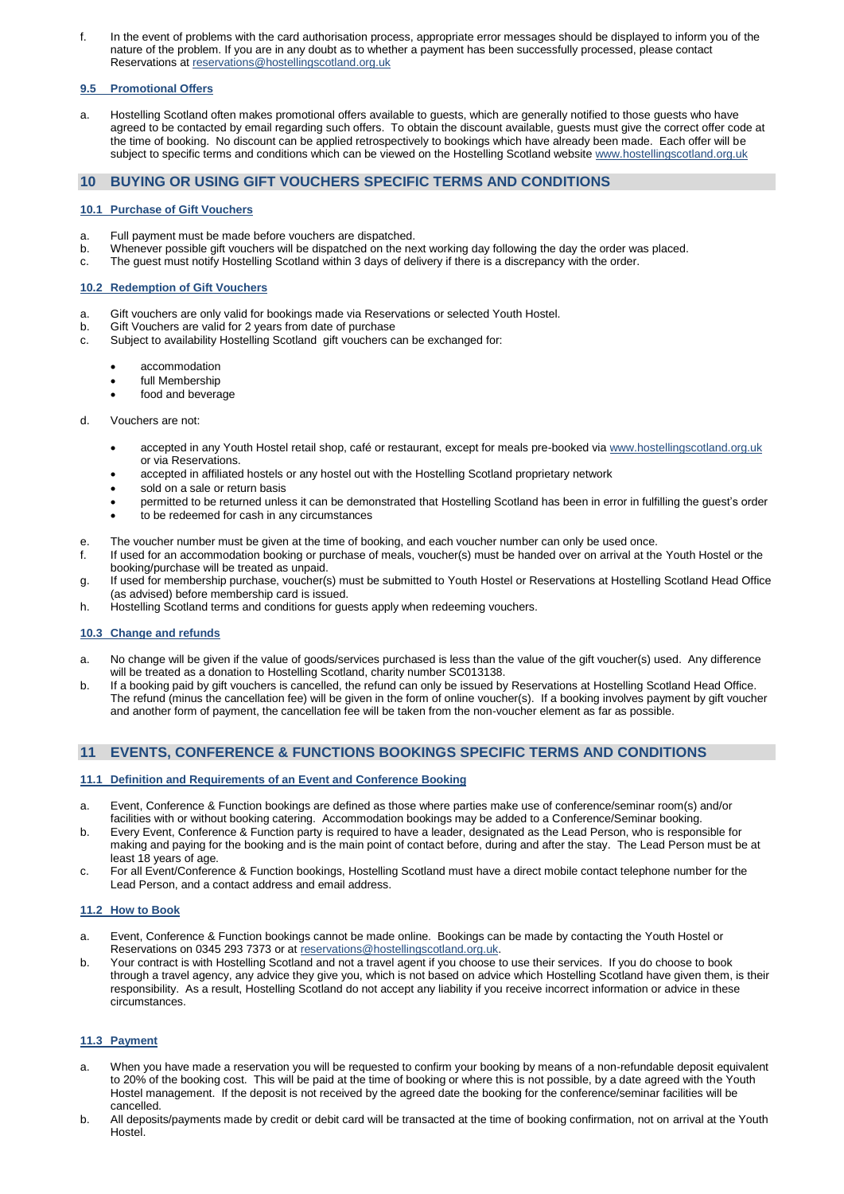f. In the event of problems with the card authorisation process, appropriate error messages should be displayed to inform you of the nature of the problem. If you are in any doubt as to whether a payment has been successfully processed, please contact Reservations at reservations@hostellingscotland.org.uk

### 9.5 Promotional Offers

a. Hostelling Scotland often makes promotional offers available to guests, which are generally notified to those guests who have agreed to be contacted by email regarding such offers. To obtain the discount available, guests must give the correct offer code at the time of booking. No discount can be applied retrospectively to bookings which have already been made. Each offer will be subject to specific terms and conditions which can be viewed on the Hostelling Scotland website www.hostellingscotland.org.uk

## 10 BUYING OR USING GIFT VOUCHERS SPECIFIC TERMS AND CONDITIONS

### 10.1 Purchase of Gift Vouchers

a. Full payment must be made before vouchers are dispatched.
b. Whenever possible gift vouchers will be dispatched on the next working day following the day the order was placed.
c. The guest must notify Hostelling Scotland within 3 days of delivery if there is a discrepancy with the order.

### 10.2 Redemption of Gift Vouchers

a. Gift vouchers are only valid for bookings made via Reservations or selected Youth Hostel.
b. Gift Vouchers are valid for 2 years from date of purchase
c. Subject to availability Hostelling Scotland gift vouchers can be exchanged for:
   - accommodation
   - full Membership
   - food and beverage
d. Vouchers are not:
   - accepted in any Youth Hostel retail shop, café or restaurant, except for meals pre-booked via www.hostellingscotland.org.uk or via Reservations.
   - accepted in affiliated hostels or any hostel out with the Hostelling Scotland proprietary network
   - sold on a sale or return basis
   - permitted to be returned unless it can be demonstrated that Hostelling Scotland has been in error in fulfilling the guest's order
   - to be redeemed for cash in any circumstances
e. The voucher number must be given at the time of booking, and each voucher number can only be used once.
f. If used for an accommodation booking or purchase of meals, voucher(s) must be handed over on arrival at the Youth Hostel or the booking/purchase will be treated as unpaid.
g. If used for membership purchase, voucher(s) must be submitted to Youth Hostel or Reservations at Hostelling Scotland Head Office (as advised) before membership card is issued.
h. Hostelling Scotland terms and conditions for guests apply when redeeming vouchers.

### 10.3 Change and refunds

a. No change will be given if the value of goods/services purchased is less than the value of the gift voucher(s) used. Any difference will be treated as a donation to Hostelling Scotland, charity number SC013138.
b. If a booking paid by gift vouchers is cancelled, the refund can only be issued by Reservations at Hostelling Scotland Head Office. The refund (minus the cancellation fee) will be given in the form of online voucher(s). If a booking involves payment by gift voucher and another form of payment, the cancellation fee will be taken from the non-voucher element as far as possible.

## 11 EVENTS, CONFERENCE & FUNCTIONS BOOKINGS SPECIFIC TERMS AND CONDITIONS

### 11.1 Definition and Requirements of an Event and Conference Booking

a. Event, Conference & Function bookings are defined as those where parties make use of conference/seminar room(s) and/or facilities with or without booking catering. Accommodation bookings may be added to a Conference/Seminar booking.
b. Every Event, Conference & Function party is required to have a leader, designated as the Lead Person, who is responsible for making and paying for the booking and is the main point of contact before, during and after the stay. The Lead Person must be at least 18 years of age.
c. For all Event/Conference & Function bookings, Hostelling Scotland must have a direct mobile contact telephone number for the Lead Person, and a contact address and email address.

### 11.2 How to Book

a. Event, Conference & Function bookings cannot be made online. Bookings can be made by contacting the Youth Hostel or Reservations on 0345 293 7373 or at reservations@hostellingscotland.org.uk.
b. Your contract is with Hostelling Scotland and not a travel agent if you choose to use their services. If you do choose to book through a travel agency, any advice they give you, which is not based on advice which Hostelling Scotland have given them, is their responsibility. As a result, Hostelling Scotland do not accept any liability if you receive incorrect information or advice in these circumstances.

### 11.3 Payment

a. When you have made a reservation you will be requested to confirm your booking by means of a non-refundable deposit equivalent to 20% of the booking cost. This will be paid at the time of booking or where this is not possible, by a date agreed with the Youth Hostel management. If the deposit is not received by the agreed date the booking for the conference/seminar facilities will be cancelled.
b. All deposits/payments made by credit or debit card will be transacted at the time of booking confirmation, not on arrival at the Youth Hostel.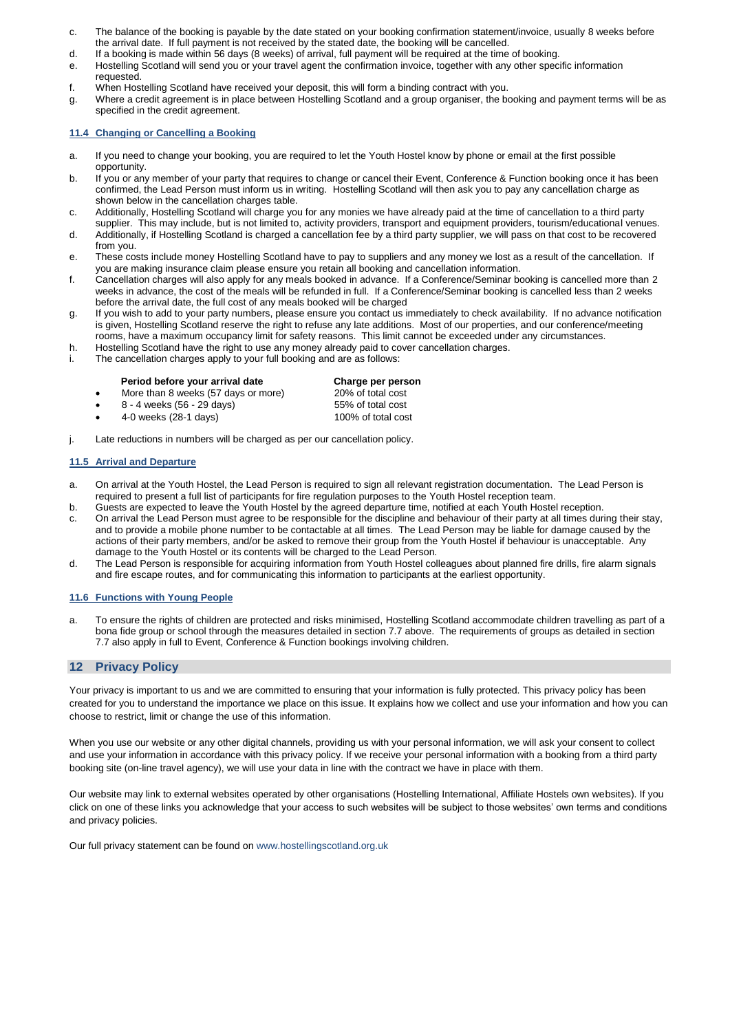c. The balance of the booking is payable by the date stated on your booking confirmation statement/invoice, usually 8 weeks before the arrival date. If full payment is not received by the stated date, the booking will be cancelled.
d. If a booking is made within 56 days (8 weeks) of arrival, full payment will be required at the time of booking.
e. Hostelling Scotland will send you or your travel agent the confirmation invoice, together with any other specific information requested.
f. When Hostelling Scotland have received your deposit, this will form a binding contract with you.
g. Where a credit agreement is in place between Hostelling Scotland and a group organiser, the booking and payment terms will be as specified in the credit agreement.

### 11.4 Changing or Cancelling a Booking

a. If you need to change your booking, you are required to let the Youth Hostel know by phone or email at the first possible opportunity.
b. If you or any member of your party that requires to change or cancel their Event, Conference & Function booking once it has been confirmed, the Lead Person must inform us in writing. Hostelling Scotland will then ask you to pay any cancellation charge as shown below in the cancellation charges table.
c. Additionally, Hostelling Scotland will charge you for any monies we have already paid at the time of cancellation to a third party supplier. This may include, but is not limited to, activity providers, transport and equipment providers, tourism/educational venues.
d. Additionally, if Hostelling Scotland is charged a cancellation fee by a third party supplier, we will pass on that cost to be recovered from you.
e. These costs include money Hostelling Scotland have to pay to suppliers and any money we lost as a result of the cancellation. If you are making insurance claim please ensure you retain all booking and cancellation information.
f. Cancellation charges will also apply for any meals booked in advance. If a Conference/Seminar booking is cancelled more than 2 weeks in advance, the cost of the meals will be refunded in full. If a Conference/Seminar booking is cancelled less than 2 weeks before the arrival date, the full cost of any meals booked will be charged
g. If you wish to add to your party numbers, please ensure you contact us immediately to check availability. If no advance notification is given, Hostelling Scotland reserve the right to refuse any late additions. Most of our properties, and our conference/meeting rooms, have a maximum occupancy limit for safety reasons. This limit cannot be exceeded under any circumstances.
h. Hostelling Scotland have the right to use any money already paid to cover cancellation charges.
i. The cancellation charges apply to your full booking and are as follows:

| Period before your arrival date | Charge per person |
|---|---|
| More than 8 weeks (57 days or more) | 20% of total cost |
| 8 - 4 weeks (56 - 29 days) | 55% of total cost |
| 4-0 weeks (28-1 days) | 100% of total cost |

j. Late reductions in numbers will be charged as per our cancellation policy.

### 11.5 Arrival and Departure

a. On arrival at the Youth Hostel, the Lead Person is required to sign all relevant registration documentation. The Lead Person is required to present a full list of participants for fire regulation purposes to the Youth Hostel reception team.
b. Guests are expected to leave the Youth Hostel by the agreed departure time, notified at each Youth Hostel reception.
c. On arrival the Lead Person must agree to be responsible for the discipline and behaviour of their party at all times during their stay, and to provide a mobile phone number to be contactable at all times. The Lead Person may be liable for damage caused by the actions of their party members, and/or be asked to remove their group from the Youth Hostel if behaviour is unacceptable. Any damage to the Youth Hostel or its contents will be charged to the Lead Person.
d. The Lead Person is responsible for acquiring information from Youth Hostel colleagues about planned fire drills, fire alarm signals and fire escape routes, and for communicating this information to participants at the earliest opportunity.

### 11.6 Functions with Young People

a. To ensure the rights of children are protected and risks minimised, Hostelling Scotland accommodate children travelling as part of a bona fide group or school through the measures detailed in section 7.7 above. The requirements of groups as detailed in section 7.7 also apply in full to Event, Conference & Function bookings involving children.

## 12 Privacy Policy

Your privacy is important to us and we are committed to ensuring that your information is fully protected. This privacy policy has been created for you to understand the importance we place on this issue. It explains how we collect and use your information and how you can choose to restrict, limit or change the use of this information.

When you use our website or any other digital channels, providing us with your personal information, we will ask your consent to collect and use your information in accordance with this privacy policy. If we receive your personal information with a booking from a third party booking site (on-line travel agency), we will use your data in line with the contract we have in place with them.

Our website may link to external websites operated by other organisations (Hostelling International, Affiliate Hostels own websites). If you click on one of these links you acknowledge that your access to such websites will be subject to those websites' own terms and conditions and privacy policies.

Our full privacy statement can be found on www.hostellingscotland.org.uk